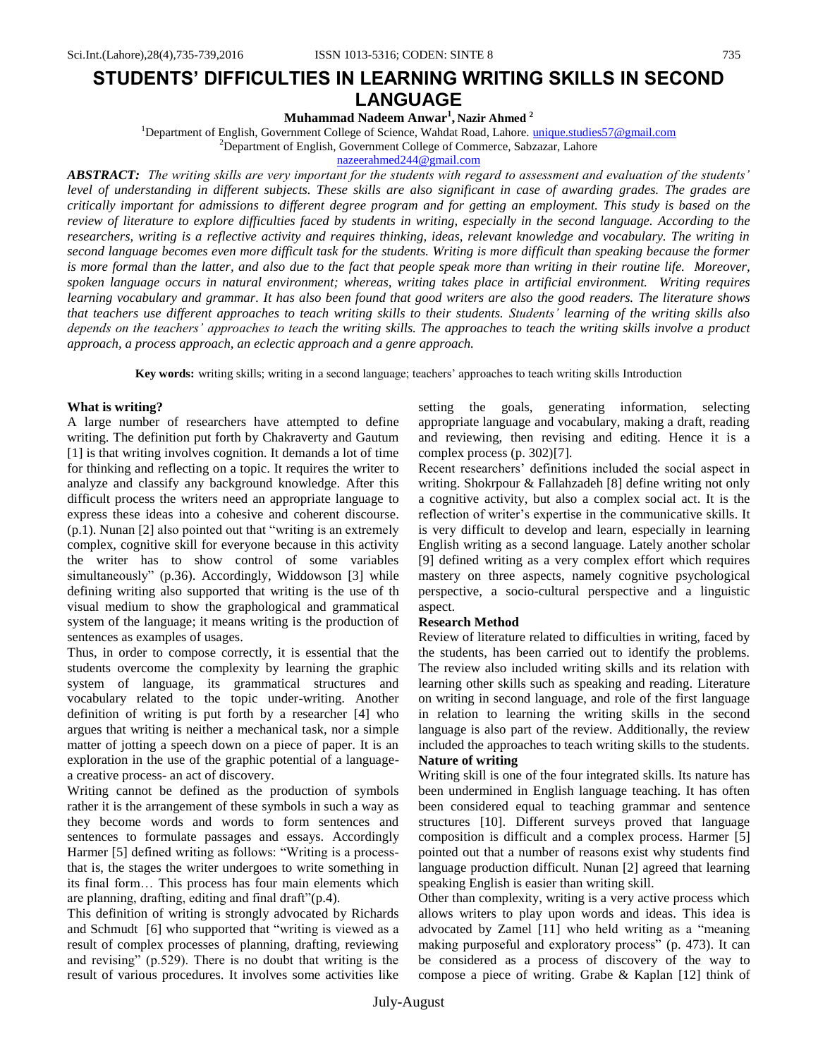# STUDENTS' DIFFICULTIES IN LEARNING WRITING SKILLS IN SECOND LANGUAGE

**Muhammad Nadeem Anwar[1], Nazir Ahmed [2]**

[1]Department of English, Government College of Science, Wahdat Road, Lahore. unique.studies57@gmail.com

[2]Department of English, Government College of Commerce, Sabzazar, Lahore

nazeerahmed244@gmail.com

***ABSTRACT:*** *The writing skills are very important for the students with regard to assessment and evaluation of the students' level of understanding in different subjects. These skills are also significant in case of awarding grades. The grades are critically important for admissions to different degree program and for getting an employment. This study is based on the review of literature to explore difficulties faced by students in writing, especially in the second language. According to the researchers, writing is a reflective activity and requires thinking, ideas, relevant knowledge and vocabulary. The writing in second language becomes even more difficult task for the students. Writing is more difficult than speaking because the former is more formal than the latter, and also due to the fact that people speak more than writing in their routine life. Moreover, spoken language occurs in natural environment; whereas, writing takes place in artificial environment. Writing requires learning vocabulary and grammar. It has also been found that good writers are also the good readers. The literature shows that teachers use different approaches to teach writing skills to their students. Students' learning of the writing skills also depends on the teachers' approaches to teach the writing skills. The approaches to teach the writing skills involve a product approach, a process approach, an eclectic approach and a genre approach.*

**Key words:** writing skills; writing in a second language; teachers' approaches to teach writing skills Introduction

**What is writing?**

A large number of researchers have attempted to define writing. The definition put forth by Chakraverty and Gautum [1] is that writing involves cognition. It demands a lot of time for thinking and reflecting on a topic. It requires the writer to analyze and classify any background knowledge. After this difficult process the writers need an appropriate language to express these ideas into a cohesive and coherent discourse. (p.1). Nunan [2] also pointed out that "writing is an extremely complex, cognitive skill for everyone because in this activity the writer has to show control of some variables simultaneously" (p.36). Accordingly, Widdowson [3] while defining writing also supported that writing is the use of th visual medium to show the graphological and grammatical system of the language; it means writing is the production of sentences as examples of usages.

Thus, in order to compose correctly, it is essential that the students overcome the complexity by learning the graphic system of language, its grammatical structures and vocabulary related to the topic under-writing. Another definition of writing is put forth by a researcher [4] who argues that writing is neither a mechanical task, nor a simple matter of jotting a speech down on a piece of paper. It is an exploration in the use of the graphic potential of a language- a creative process- an act of discovery.

Writing cannot be defined as the production of symbols rather it is the arrangement of these symbols in such a way as they become words and words to form sentences and sentences to formulate passages and essays. Accordingly Harmer [5] defined writing as follows: "Writing is a process- that is, the stages the writer undergoes to write something in its final form… This process has four main elements which are planning, drafting, editing and final draft"(p.4).

This definition of writing is strongly advocated by Richards and Schmudt [6] who supported that "writing is viewed as a result of complex processes of planning, drafting, reviewing and revising" (p.529). There is no doubt that writing is the result of various procedures. It involves some activities like setting the goals, generating information, selecting appropriate language and vocabulary, making a draft, reading and reviewing, then revising and editing. Hence it is a complex process (p. 302)[7].

Recent researchers' definitions included the social aspect in writing. Shokrpour & Fallahzadeh [8] define writing not only a cognitive activity, but also a complex social act. It is the reflection of writer's expertise in the communicative skills. It is very difficult to develop and learn, especially in learning English writing as a second language. Lately another scholar [9] defined writing as a very complex effort which requires mastery on three aspects, namely cognitive psychological perspective, a socio-cultural perspective and a linguistic aspect.

**Research Method**

Review of literature related to difficulties in writing, faced by the students, has been carried out to identify the problems. The review also included writing skills and its relation with learning other skills such as speaking and reading. Literature on writing in second language, and role of the first language in relation to learning the writing skills in the second language is also part of the review. Additionally, the review included the approaches to teach writing skills to the students.

**Nature of writing**

Writing skill is one of the four integrated skills. Its nature has been undermined in English language teaching. It has often been considered equal to teaching grammar and sentence structures [10]. Different surveys proved that language composition is difficult and a complex process. Harmer [5] pointed out that a number of reasons exist why students find language production difficult. Nunan [2] agreed that learning speaking English is easier than writing skill.

Other than complexity, writing is a very active process which allows writers to play upon words and ideas. This idea is advocated by Zamel [11] who held writing as a "meaning making purposeful and exploratory process" (p. 473). It can be considered as a process of discovery of the way to compose a piece of writing. Grabe & Kaplan [12] think of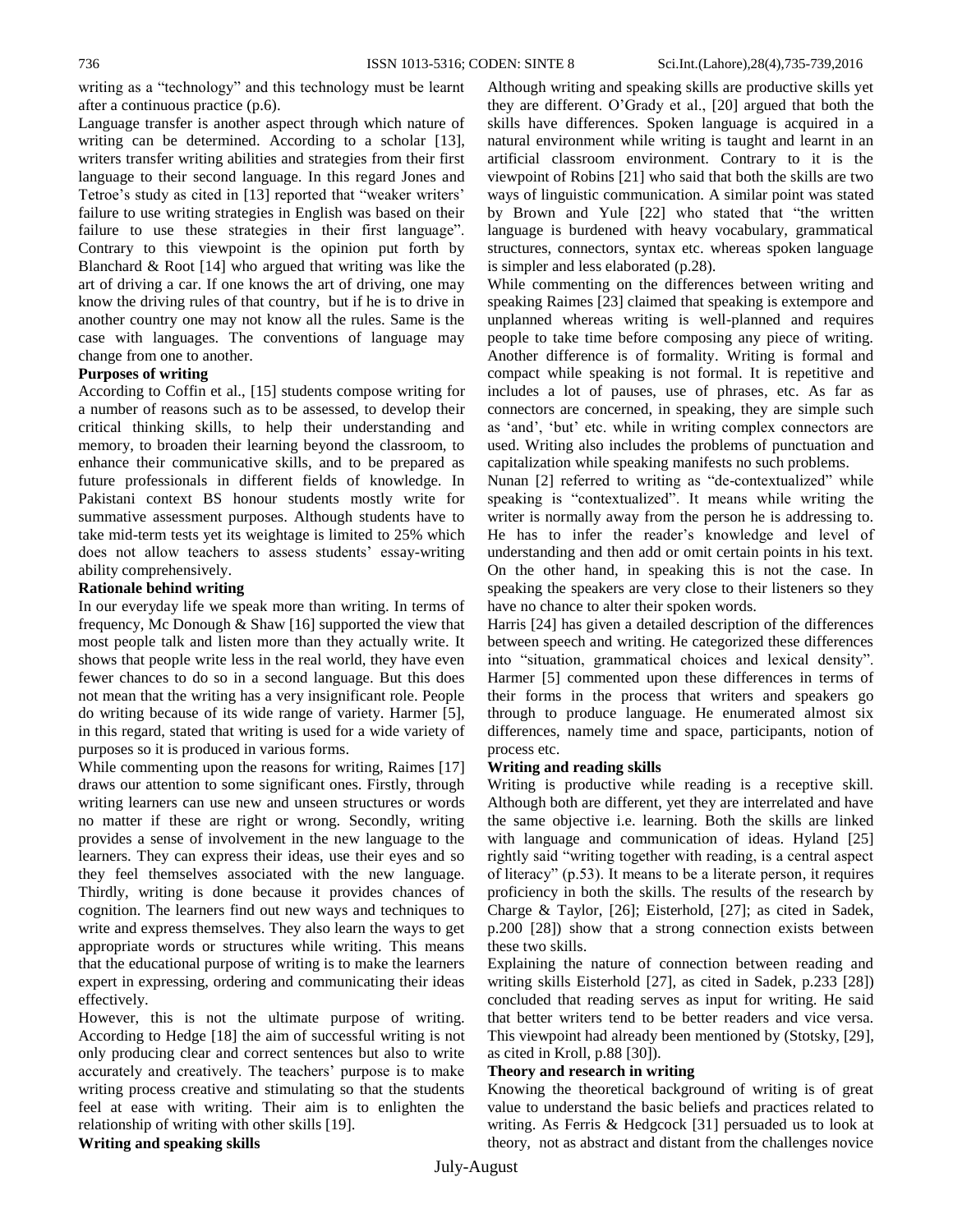writing as a "technology" and this technology must be learnt after a continuous practice (p.6).

Language transfer is another aspect through which nature of writing can be determined. According to a scholar [13], writers transfer writing abilities and strategies from their first language to their second language. In this regard Jones and Tetroe's study as cited in [13] reported that "weaker writers' failure to use writing strategies in English was based on their failure to use these strategies in their first language". Contrary to this viewpoint is the opinion put forth by Blanchard & Root [14] who argued that writing was like the art of driving a car. If one knows the art of driving, one may know the driving rules of that country, but if he is to drive in another country one may not know all the rules. Same is the case with languages. The conventions of language may change from one to another.

**Purposes of writing**

According to Coffin et al., [15] students compose writing for a number of reasons such as to be assessed, to develop their critical thinking skills, to help their understanding and memory, to broaden their learning beyond the classroom, to enhance their communicative skills, and to be prepared as future professionals in different fields of knowledge. In Pakistani context BS honour students mostly write for summative assessment purposes. Although students have to take mid-term tests yet its weightage is limited to 25% which does not allow teachers to assess students' essay-writing ability comprehensively.

**Rationale behind writing**

In our everyday life we speak more than writing. In terms of frequency, Mc Donough & Shaw [16] supported the view that most people talk and listen more than they actually write. It shows that people write less in the real world, they have even fewer chances to do so in a second language. But this does not mean that the writing has a very insignificant role. People do writing because of its wide range of variety. Harmer [5], in this regard, stated that writing is used for a wide variety of purposes so it is produced in various forms.

While commenting upon the reasons for writing, Raimes [17] draws our attention to some significant ones. Firstly, through writing learners can use new and unseen structures or words no matter if these are right or wrong. Secondly, writing provides a sense of involvement in the new language to the learners. They can express their ideas, use their eyes and so they feel themselves associated with the new language. Thirdly, writing is done because it provides chances of cognition. The learners find out new ways and techniques to write and express themselves. They also learn the ways to get appropriate words or structures while writing. This means that the educational purpose of writing is to make the learners expert in expressing, ordering and communicating their ideas effectively.

However, this is not the ultimate purpose of writing. According to Hedge [18] the aim of successful writing is not only producing clear and correct sentences but also to write accurately and creatively. The teachers' purpose is to make writing process creative and stimulating so that the students feel at ease with writing. Their aim is to enlighten the relationship of writing with other skills [19].

**Writing and speaking skills**

Although writing and speaking skills are productive skills yet they are different. O'Grady et al., [20] argued that both the skills have differences. Spoken language is acquired in a natural environment while writing is taught and learnt in an artificial classroom environment. Contrary to it is the viewpoint of Robins [21] who said that both the skills are two ways of linguistic communication. A similar point was stated by Brown and Yule [22] who stated that "the written language is burdened with heavy vocabulary, grammatical structures, connectors, syntax etc. whereas spoken language is simpler and less elaborated (p.28).

While commenting on the differences between writing and speaking Raimes [23] claimed that speaking is extempore and unplanned whereas writing is well-planned and requires people to take time before composing any piece of writing. Another difference is of formality. Writing is formal and compact while speaking is not formal. It is repetitive and includes a lot of pauses, use of phrases, etc. As far as connectors are concerned, in speaking, they are simple such as 'and', 'but' etc. while in writing complex connectors are used. Writing also includes the problems of punctuation and capitalization while speaking manifests no such problems.

Nunan [2] referred to writing as "de-contextualized" while speaking is "contextualized". It means while writing the writer is normally away from the person he is addressing to. He has to infer the reader's knowledge and level of understanding and then add or omit certain points in his text. On the other hand, in speaking this is not the case. In speaking the speakers are very close to their listeners so they have no chance to alter their spoken words.

Harris [24] has given a detailed description of the differences between speech and writing. He categorized these differences into "situation, grammatical choices and lexical density". Harmer [5] commented upon these differences in terms of their forms in the process that writers and speakers go through to produce language. He enumerated almost six differences, namely time and space, participants, notion of process etc.

**Writing and reading skills**

Writing is productive while reading is a receptive skill. Although both are different, yet they are interrelated and have the same objective i.e. learning. Both the skills are linked with language and communication of ideas. Hyland [25] rightly said "writing together with reading, is a central aspect of literacy" (p.53). It means to be a literate person, it requires proficiency in both the skills. The results of the research by Charge & Taylor, [26]; Eisterhold, [27]; as cited in Sadek, p.200 [28]) show that a strong connection exists between these two skills.

Explaining the nature of connection between reading and writing skills Eisterhold [27], as cited in Sadek, p.233 [28]) concluded that reading serves as input for writing. He said that better writers tend to be better readers and vice versa. This viewpoint had already been mentioned by (Stotsky, [29], as cited in Kroll, p.88 [30]).

**Theory and research in writing**

Knowing the theoretical background of writing is of great value to understand the basic beliefs and practices related to writing. As Ferris & Hedgcock [31] persuaded us to look at theory, not as abstract and distant from the challenges novice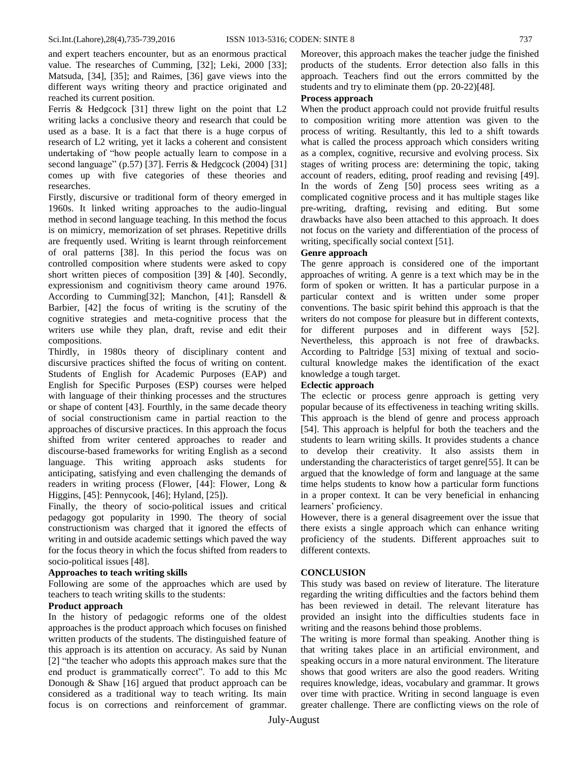and expert teachers encounter, but as an enormous practical value. The researches of Cumming, [32]; Leki, 2000 [33]; Matsuda, [34], [35]; and Raimes, [36] gave views into the different ways writing theory and practice originated and reached its current position.

Ferris & Hedgcock [31] threw light on the point that L2 writing lacks a conclusive theory and research that could be used as a base. It is a fact that there is a huge corpus of research of L2 writing, yet it lacks a coherent and consistent undertaking of "how people actually learn to compose in a second language" (p.57) [37]. Ferris & Hedgcock (2004) [31] comes up with five categories of these theories and researches.

Firstly, discursive or traditional form of theory emerged in 1960s. It linked writing approaches to the audio-lingual method in second language teaching. In this method the focus is on mimicry, memorization of set phrases. Repetitive drills are frequently used. Writing is learnt through reinforcement of oral patterns [38]. In this period the focus was on controlled composition where students were asked to copy short written pieces of composition [39] & [40]. Secondly, expressionism and cognitivism theory came around 1976. According to Cumming[32]; Manchon, [41]; Ransdell & Barbier, [42] the focus of writing is the scrutiny of the cognitive strategies and meta-cognitive process that the writers use while they plan, draft, revise and edit their compositions.

Thirdly, in 1980s theory of disciplinary content and discursive practices shifted the focus of writing on content. Students of English for Academic Purposes (EAP) and English for Specific Purposes (ESP) courses were helped with language of their thinking processes and the structures or shape of content [43]. Fourthly, in the same decade theory of social constructionism came in partial reaction to the approaches of discursive practices. In this approach the focus shifted from writer centered approaches to reader and discourse-based frameworks for writing English as a second language. This writing approach asks students for anticipating, satisfying and even challenging the demands of readers in writing process (Flower, [44]: Flower, Long & Higgins, [45]: Pennycook, [46]; Hyland, [25]).

Finally, the theory of socio-political issues and critical pedagogy got popularity in 1990. The theory of social constructionism was charged that it ignored the effects of writing in and outside academic settings which paved the way for the focus theory in which the focus shifted from readers to socio-political issues [48].

**Approaches to teach writing skills**

Following are some of the approaches which are used by teachers to teach writing skills to the students:

**Product approach**

In the history of pedagogic reforms one of the oldest approaches is the product approach which focuses on finished written products of the students. The distinguished feature of this approach is its attention on accuracy. As said by Nunan [2] "the teacher who adopts this approach makes sure that the end product is grammatically correct". To add to this Mc Donough & Shaw [16] argued that product approach can be considered as a traditional way to teach writing. Its main focus is on corrections and reinforcement of grammar. Moreover, this approach makes the teacher judge the finished products of the students. Error detection also falls in this approach. Teachers find out the errors committed by the students and try to eliminate them (pp. 20-22)[48].

**Process approach**

When the product approach could not provide fruitful results to composition writing more attention was given to the process of writing. Resultantly, this led to a shift towards what is called the process approach which considers writing as a complex, cognitive, recursive and evolving process. Six stages of writing process are: determining the topic, taking account of readers, editing, proof reading and revising [49]. In the words of Zeng [50] process sees writing as a complicated cognitive process and it has multiple stages like pre-writing, drafting, revising and editing. But some drawbacks have also been attached to this approach. It does not focus on the variety and differentiation of the process of writing, specifically social context [51].

**Genre approach**

The genre approach is considered one of the important approaches of writing. A genre is a text which may be in the form of spoken or written. It has a particular purpose in a particular context and is written under some proper conventions. The basic spirit behind this approach is that the writers do not compose for pleasure but in different contexts, for different purposes and in different ways [52]. Nevertheless, this approach is not free of drawbacks. According to Paltridge [53] mixing of textual and socio-cultural knowledge makes the identification of the exact knowledge a tough target.

**Eclectic approach**

The eclectic or process genre approach is getting very popular because of its effectiveness in teaching writing skills. This approach is the blend of genre and process approach [54]. This approach is helpful for both the teachers and the students to learn writing skills. It provides students a chance to develop their creativity. It also assists them in understanding the characteristics of target genre[55]. It can be argued that the knowledge of form and language at the same time helps students to know how a particular form functions in a proper context. It can be very beneficial in enhancing learners' proficiency.

However, there is a general disagreement over the issue that there exists a single approach which can enhance writing proficiency of the students. Different approaches suit to different contexts.

## CONCLUSION

This study was based on review of literature. The literature regarding the writing difficulties and the factors behind them has been reviewed in detail. The relevant literature has provided an insight into the difficulties students face in writing and the reasons behind those problems.

The writing is more formal than speaking. Another thing is that writing takes place in an artificial environment, and speaking occurs in a more natural environment. The literature shows that good writers are also the good readers. Writing requires knowledge, ideas, vocabulary and grammar. It grows over time with practice. Writing in second language is even greater challenge. There are conflicting views on the role of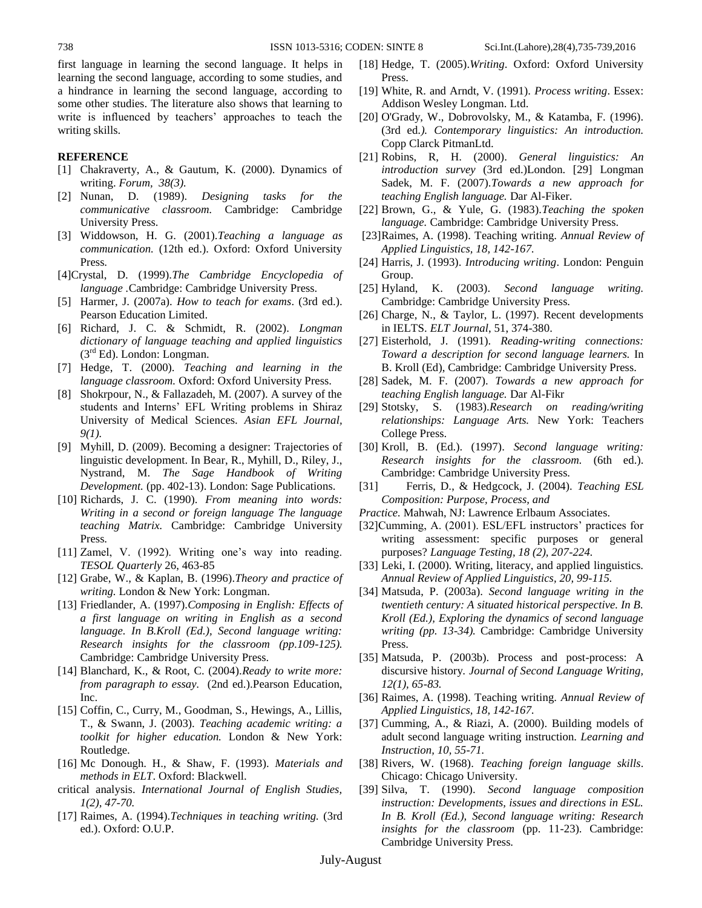first language in learning the second language. It helps in learning the second language, according to some studies, and a hindrance in learning the second language, according to some other studies. The literature also shows that learning to write is influenced by teachers' approaches to teach the writing skills.

## REFERENCE

[1] Chakraverty, A., & Gautum, K. (2000). Dynamics of writing. *Forum, 38(3).*

[2] Nunan, D. (1989). *Designing tasks for the communicative classroom.* Cambridge: Cambridge University Press.

[3] Widdowson, H. G. (2001).*Teaching a language as communication.* (12th ed.). Oxford: Oxford University Press.

[4]Crystal, D. (1999).*The Cambridge Encyclopedia of language* .Cambridge: Cambridge University Press.

[5] Harmer, J. (2007a). *How to teach for exams*. (3rd ed.). Pearson Education Limited.

[6] Richard, J. C. & Schmidt, R. (2002). *Longman dictionary of language teaching and applied linguistics* (3rd Ed). London: Longman.

[7] Hedge, T. (2000). *Teaching and learning in the language classroom.* Oxford: Oxford University Press.

[8] Shokrpour, N., & Fallazadeh, M. (2007). A survey of the students and Interns' EFL Writing problems in Shiraz University of Medical Sciences. *Asian EFL Journal, 9(1).*

[9] Myhill, D. (2009). Becoming a designer: Trajectories of linguistic development. In Bear, R., Myhill, D., Riley, J., Nystrand, M. *The Sage Handbook of Writing Development.* (pp. 402-13). London: Sage Publications.

[10] Richards, J. C. (1990). *From meaning into words: Writing in a second or foreign language The language teaching Matrix.* Cambridge: Cambridge University Press.

[11] Zamel, V. (1992). Writing one's way into reading. *TESOL Quarterly* 26, 463-85

[12] Grabe, W., & Kaplan, B. (1996).*Theory and practice of writing.* London & New York: Longman.

[13] Friedlander, A. (1997).*Composing in English: Effects of a first language on writing in English as a second language. In B.Kroll (Ed.), Second language writing: Research insights for the classroom (pp.109-125).* Cambridge: Cambridge University Press.

[14] Blanchard, K., & Root, C. (2004).*Ready to write more: from paragraph to essay.* (2nd ed.).Pearson Education, Inc.

[15] Coffin, C., Curry, M., Goodman, S., Hewings, A., Lillis, T., & Swann, J. (2003). *Teaching academic writing: a toolkit for higher education.* London & New York: Routledge.

[16] Mc Donough. H., & Shaw, F. (1993). *Materials and methods in ELT*. Oxford: Blackwell.

critical analysis. *International Journal of English Studies, 1(2), 47-70.*

[17] Raimes, A. (1994).*Techniques in teaching writing.* (3rd ed.). Oxford: O.U.P.

[18] Hedge, T. (2005).*Writing*. Oxford: Oxford University Press.

[19] White, R. and Arndt, V. (1991). *Process writing*. Essex: Addison Wesley Longman. Ltd.

[20] O'Grady, W., Dobrovolsky, M., & Katamba, F. (1996). (3rd ed.*). Contemporary linguistics: An introduction.* Copp Clarck PitmanLtd.

[21] Robins, R, H. (2000). *General linguistics: An introduction survey* (3rd ed.)London. [29] Longman Sadek, M. F. (2007).*Towards a new approach for teaching English language.* Dar Al-Fiker.

[22] Brown, G., & Yule, G. (1983).*Teaching the spoken language.* Cambridge: Cambridge University Press.

[23]Raimes, A. (1998). Teaching writing. *Annual Review of Applied Linguistics, 18, 142-167.*

[24] Harris, J. (1993). *Introducing writing*. London: Penguin Group.

[25] Hyland, K. (2003). *Second language writing.* Cambridge: Cambridge University Press.

[26] Charge, N., & Taylor, L. (1997). Recent developments in IELTS. *ELT Journal*, 51, 374-380.

[27] Eisterhold, J. (1991). *Reading-writing connections: Toward a description for second language learners.* In B. Kroll (Ed), Cambridge: Cambridge University Press.

[28] Sadek, M. F. (2007). *Towards a new approach for teaching English language.* Dar Al-Fikr

[29] Stotsky, S. (1983).*Research on reading/writing relationships: Language Arts.* New York: Teachers College Press.

[30] Kroll, B. (Ed.). (1997). *Second language writing: Research insights for the classroom.* (6th ed.). Cambridge: Cambridge University Press.

[31] Ferris, D., & Hedgcock, J. (2004). *Teaching ESL Composition: Purpose, Process, and Practice.* Mahwah, NJ: Lawrence Erlbaum Associates.

[32]Cumming, A. (2001). ESL/EFL instructors' practices for writing assessment: specific purposes or general purposes? *Language Testing, 18 (2), 207-224.*

[33] Leki, I. (2000). Writing, literacy, and applied linguistics. *Annual Review of Applied Linguistics, 20, 99-115.*

[34] Matsuda, P. (2003a). *Second language writing in the twentieth century: A situated historical perspective. In B. Kroll (Ed.), Exploring the dynamics of second language writing (pp. 13-34).* Cambridge: Cambridge University Press.

[35] Matsuda, P. (2003b). Process and post-process: A discursive history. *Journal of Second Language Writing, 12(1), 65-83.*

[36] Raimes, A. (1998). Teaching writing. *Annual Review of Applied Linguistics, 18, 142-167.*

[37] Cumming, A., & Riazi, A. (2000). Building models of adult second language writing instruction. *Learning and Instruction, 10, 55-71.*

[38] Rivers, W. (1968). *Teaching foreign language skills*. Chicago: Chicago University.

[39] Silva, T. (1990). *Second language composition instruction: Developments, issues and directions in ESL. In B. Kroll (Ed.), Second language writing: Research insights for the classroom* (pp. 11-23). Cambridge: Cambridge University Press.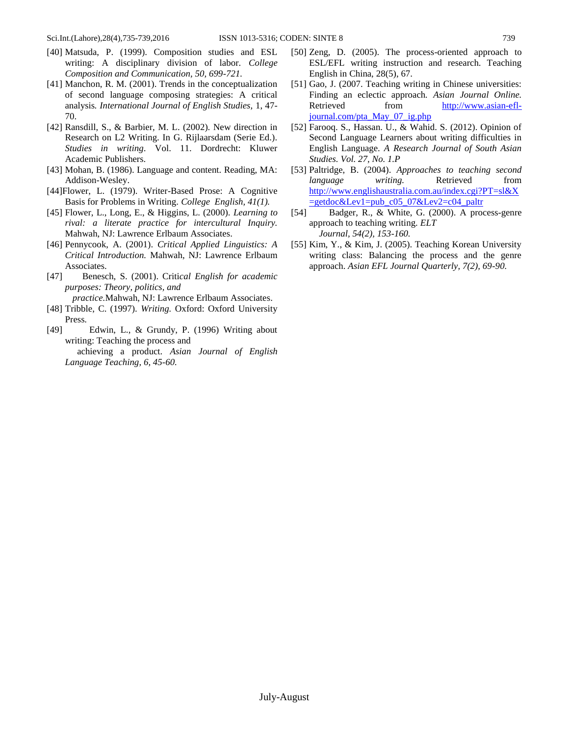[40] Matsuda, P. (1999). Composition studies and ESL writing: A disciplinary division of labor. *College Composition and Communication, 50, 699-721.*

[41] Manchon, R. M. (2001). Trends in the conceptualization of second language composing strategies: A critical analysis. *International Journal of English Studies*, 1, 47-70.

[42] Ransdill, S., & Barbier, M. L. (2002). New direction in Research on L2 Writing. In G. Rijlaarsdam (Serie Ed.). *Studies in writing*. Vol. 11. Dordrecht: Kluwer Academic Publishers.

[43] Mohan, B. (1986). Language and content. Reading, MA: Addison-Wesley.

[44]Flower, L. (1979). Writer-Based Prose: A Cognitive Basis for Problems in Writing. *College English, 41(1).*

[45] Flower, L., Long, E., & Higgins, L. (2000). *Learning to rival: a literate practice for intercultural Inquiry.* Mahwah, NJ: Lawrence Erlbaum Associates.

[46] Pennycook, A. (2001). *Critical Applied Linguistics: A Critical Introduction.* Mahwah, NJ: Lawrence Erlbaum Associates.

[47] Benesch, S. (2001). Criti*cal English for academic purposes: Theory, politics, and practice.*Mahwah, NJ: Lawrence Erlbaum Associates.

[48] Tribble, C. (1997). *Writing.* Oxford: Oxford University Press.

[49] Edwin, L., & Grundy, P. (1996) Writing about writing: Teaching the process and achieving a product. *Asian Journal of English Language Teaching, 6, 45-60.*

[50] Zeng, D. (2005). The process-oriented approach to ESL/EFL writing instruction and research. Teaching English in China, 28(5), 67.

[51] Gao, J. (2007. Teaching writing in Chinese universities: Finding an eclectic approach. *Asian Journal Online.* Retrieved from http://www.asian-efl-journal.com/pta_May_07_ig.php

[52] Farooq. S., Hassan. U., & Wahid. S. (2012). Opinion of Second Language Learners about writing difficulties in English Language. *A Research Journal of South Asian Studies. Vol. 27, No. 1.P*

[53] Paltridge, B. (2004). *Approaches to teaching second language writing.* Retrieved from http://www.englishaustralia.com.au/index.cgi?PT=sl&X=getdoc&Lev1=pub_c05_07&Lev2=c04_paltr

[54] Badger, R., & White, G. (2000). A process-genre approach to teaching writing. *ELT Journal, 54(2), 153-160.*

[55] Kim, Y., & Kim, J. (2005). Teaching Korean University writing class: Balancing the process and the genre approach. *Asian EFL Journal Quarterly, 7(2), 69-90.*